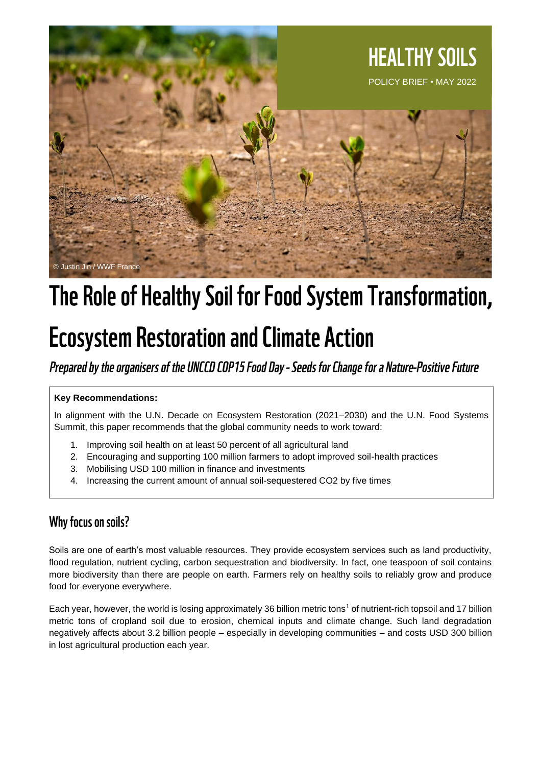HEALTHY SOILS

POLICY BRIEF • MAY 2022

© Justin Jin / WWF France

# The Role of Healthy Soil for Food System Transformation, Ecosystem Restoration and Climate Action

*Prepared by the organisers of the UNCCD COP15 Food Day - Seeds for Change for a Nature-Positive Future*

**Key Recommendations:**

In alignment with the U.N. Decade on Ecosystem Restoration (2021–2030) and the U.N. Food Systems Summit, this paper recommends that the global community needs to work toward:

1. Improving soil health on at least 50 percent of all agricultural land
2. Encouraging and supporting 100 million farmers to adopt improved soil-health practices
3. Mobilising USD 100 million in finance and investments
4. Increasing the current amount of annual soil-sequestered CO2 by five times

## Why focus on soils?

Soils are one of earth's most valuable resources. They provide ecosystem services such as land productivity, flood regulation, nutrient cycling, carbon sequestration and biodiversity. In fact, one teaspoon of soil contains more biodiversity than there are people on earth. Farmers rely on healthy soils to reliably grow and produce food for everyone everywhere.

Each year, however, the world is losing approximately 36 billion metric tons[1] of nutrient-rich topsoil and 17 billion metric tons of cropland soil due to erosion, chemical inputs and climate change. Such land degradation negatively affects about 3.2 billion people – especially in developing communities – and costs USD 300 billion in lost agricultural production each year.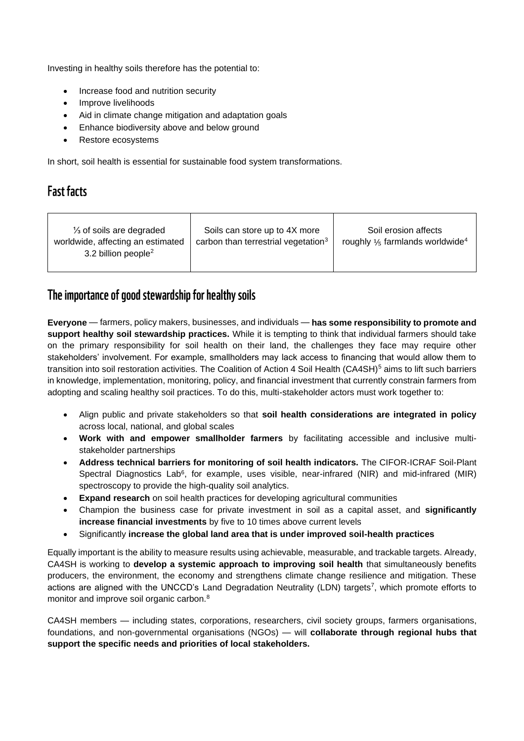Investing in healthy soils therefore has the potential to:

- Increase food and nutrition security
- Improve livelihoods
- Aid in climate change mitigation and adaptation goals
- Enhance biodiversity above and below ground
- Restore ecosystems

In short, soil health is essential for sustainable food system transformations.

## Fast facts

| ⅓ of soils are degraded worldwide, affecting an estimated 3.2 billion people[2] | Soils can store up to 4X more carbon than terrestrial vegetation[3] | Soil erosion affects roughly ⅕ farmlands worldwide[4] |
|---|---|---|

## The importance of good stewardship for healthy soils

**Everyone** — farmers, policy makers, businesses, and individuals — **has some responsibility to promote and support healthy soil stewardship practices.** While it is tempting to think that individual farmers should take on the primary responsibility for soil health on their land, the challenges they face may require other stakeholders' involvement. For example, smallholders may lack access to financing that would allow them to transition into soil restoration activities. The Coalition of Action 4 Soil Health (CA4SH)[5] aims to lift such barriers in knowledge, implementation, monitoring, policy, and financial investment that currently constrain farmers from adopting and scaling healthy soil practices. To do this, multi-stakeholder actors must work together to:

- Align public and private stakeholders so that **soil health considerations are integrated in policy** across local, national, and global scales
- **Work with and empower smallholder farmers** by facilitating accessible and inclusive multi-stakeholder partnerships
- **Address technical barriers for monitoring of soil health indicators.** The CIFOR-ICRAF Soil-Plant Spectral Diagnostics Lab[6], for example, uses visible, near-infrared (NIR) and mid-infrared (MIR) spectroscopy to provide the high-quality soil analytics.
- **Expand research** on soil health practices for developing agricultural communities
- Champion the business case for private investment in soil as a capital asset, and **significantly increase financial investments** by five to 10 times above current levels
- Significantly **increase the global land area that is under improved soil-health practices**

Equally important is the ability to measure results using achievable, measurable, and trackable targets. Already, CA4SH is working to **develop a systemic approach to improving soil health** that simultaneously benefits producers, the environment, the economy and strengthens climate change resilience and mitigation. These actions are aligned with the UNCCD's Land Degradation Neutrality (LDN) targets[7], which promote efforts to monitor and improve soil organic carbon.[8]

CA4SH members — including states, corporations, researchers, civil society groups, farmers organisations, foundations, and non-governmental organisations (NGOs) — will **collaborate through regional hubs that support the specific needs and priorities of local stakeholders.**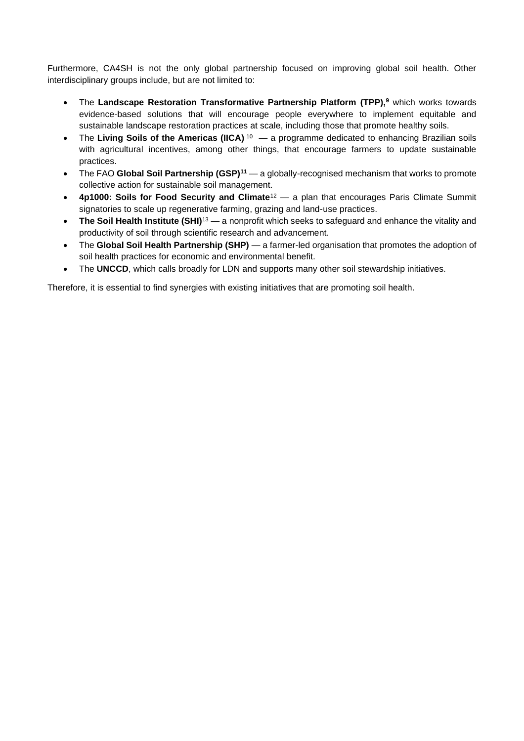Furthermore, CA4SH is not the only global partnership focused on improving global soil health. Other interdisciplinary groups include, but are not limited to:

- The **Landscape Restoration Transformative Partnership Platform (TPP),**[9] which works towards evidence-based solutions that will encourage people everywhere to implement equitable and sustainable landscape restoration practices at scale, including those that promote healthy soils.
- The **Living Soils of the Americas (IICA)**[10] — a programme dedicated to enhancing Brazilian soils with agricultural incentives, among other things, that encourage farmers to update sustainable practices.
- The FAO **Global Soil Partnership (GSP)**[11] — a globally-recognised mechanism that works to promote collective action for sustainable soil management.
- **4p1000: Soils for Food Security and Climate**[12] — a plan that encourages Paris Climate Summit signatories to scale up regenerative farming, grazing and land-use practices.
- **The Soil Health Institute (SHI)**[13] — a nonprofit which seeks to safeguard and enhance the vitality and productivity of soil through scientific research and advancement.
- The **Global Soil Health Partnership (SHP)** — a farmer-led organisation that promotes the adoption of soil health practices for economic and environmental benefit.
- The **UNCCD**, which calls broadly for LDN and supports many other soil stewardship initiatives.

Therefore, it is essential to find synergies with existing initiatives that are promoting soil health.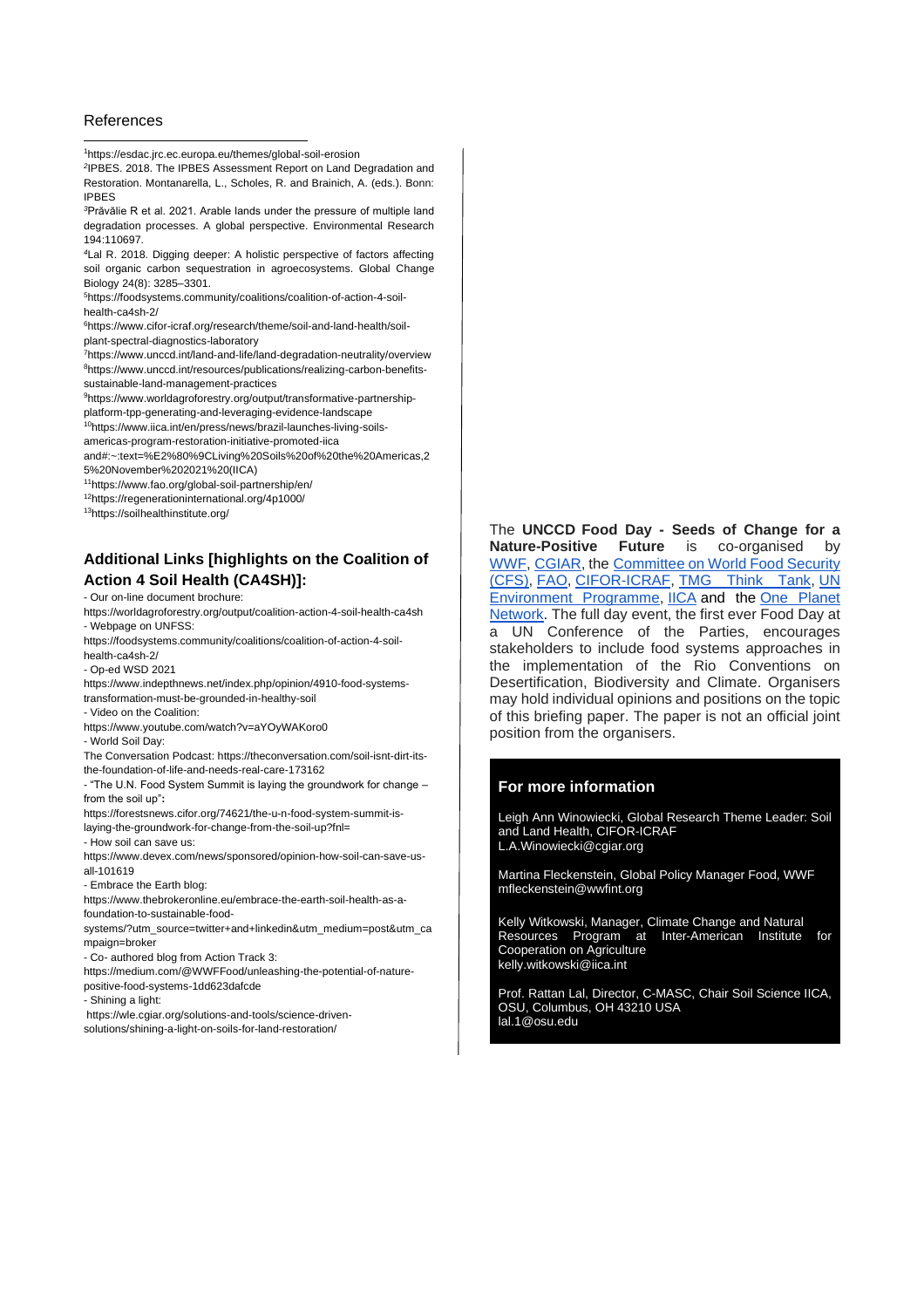## References

[1]https://esdac.jrc.ec.europa.eu/themes/global-soil-erosion

[2]IPBES. 2018. The IPBES Assessment Report on Land Degradation and Restoration. Montanarella, L., Scholes, R. and Brainich, A. (eds.). Bonn: IPBES

[3]Prăvălie R et al. 2021. Arable lands under the pressure of multiple land degradation processes. A global perspective. Environmental Research 194:110697.

[4]Lal R. 2018. Digging deeper: A holistic perspective of factors affecting soil organic carbon sequestration in agroecosystems. Global Change Biology 24(8): 3285–3301.

[5]https://foodsystems.community/coalitions/coalition-of-action-4-soil-health-ca4sh-2/

[6]https://www.cifor-icraf.org/research/theme/soil-and-land-health/soil-plant-spectral-diagnostics-laboratory

[7]https://www.unccd.int/land-and-life/land-degradation-neutrality/overview

[8]https://www.unccd.int/resources/publications/realizing-carbon-benefits-sustainable-land-management-practices

[9]https://www.worldagroforestry.org/output/transformative-partnership-platform-tpp-generating-and-leveraging-evidence-landscape

[10]https://www.iica.int/en/press/news/brazil-launches-living-soils-americas-program-restoration-initiative-promoted-iica and#:~:text=%E2%80%9CLiving%20Soils%20of%20the%20Americas,25%20November%202021%20(IICA)

[11]https://www.fao.org/global-soil-partnership/en/

[12]https://regenerationinternational.org/4p1000/

[13]https://soilhealthinstitute.org/

## Additional Links [highlights on the Coalition of Action 4 Soil Health (CA4SH)]:

- Our on-line document brochure:
https://worldagroforestry.org/output/coalition-action-4-soil-health-ca4sh
- Webpage on UNFSS:
https://foodsystems.community/coalitions/coalition-of-action-4-soil-health-ca4sh-2/
- Op-ed WSD 2021
https://www.indepthnews.net/index.php/opinion/4910-food-systems-transformation-must-be-grounded-in-healthy-soil
- Video on the Coalition:
https://www.youtube.com/watch?v=aYOyWAKoro0
- World Soil Day:
The Conversation Podcast: https://theconversation.com/soil-isnt-dirt-its-the-foundation-of-life-and-needs-real-care-173162
- "The U.N. Food System Summit is laying the groundwork for change – from the soil up":
https://forestsnews.cifor.org/74621/the-u-n-food-system-summit-is-laying-the-groundwork-for-change-from-the-soil-up?fnl=
- How soil can save us:
https://www.devex.com/news/sponsored/opinion-how-soil-can-save-us-all-101619
- Embrace the Earth blog:
https://www.thebrokeronline.eu/embrace-the-earth-soil-health-as-a-foundation-to-sustainable-food-systems/?utm_source=twitter+and+linkedin&utm_medium=post&utm_campaign=broker
- Co- authored blog from Action Track 3:
https://medium.com/@WWFFood/unleashing-the-potential-of-nature-positive-food-systems-1dd623dafcde
- Shining a light:
https://wle.cgiar.org/solutions-and-tools/science-driven-solutions/shining-a-light-on-soils-for-land-restoration/

The **UNCCD Food Day - Seeds of Change for a Nature-Positive Future** is co-organised by WWF, CGIAR, the Committee on World Food Security (CFS), FAO, CIFOR-ICRAF, TMG Think Tank, UN Environment Programme, IICA and the One Planet Network. The full day event, the first ever Food Day at a UN Conference of the Parties, encourages stakeholders to include food systems approaches in the implementation of the Rio Conventions on Desertification, Biodiversity and Climate. Organisers may hold individual opinions and positions on the topic of this briefing paper. The paper is not an official joint position from the organisers.

### For more information

Leigh Ann Winowiecki, Global Research Theme Leader: Soil and Land Health, CIFOR-ICRAF
L.A.Winowiecki@cgiar.org

Martina Fleckenstein, Global Policy Manager Food, WWF
mfleckenstein@wwfint.org

Kelly Witkowski, Manager, Climate Change and Natural Resources Program at Inter-American Institute for Cooperation on Agriculture
kelly.witkowski@iica.int

Prof. Rattan Lal, Director, C-MASC, Chair Soil Science IICA, OSU, Columbus, OH 43210 USA
lal.1@osu.edu